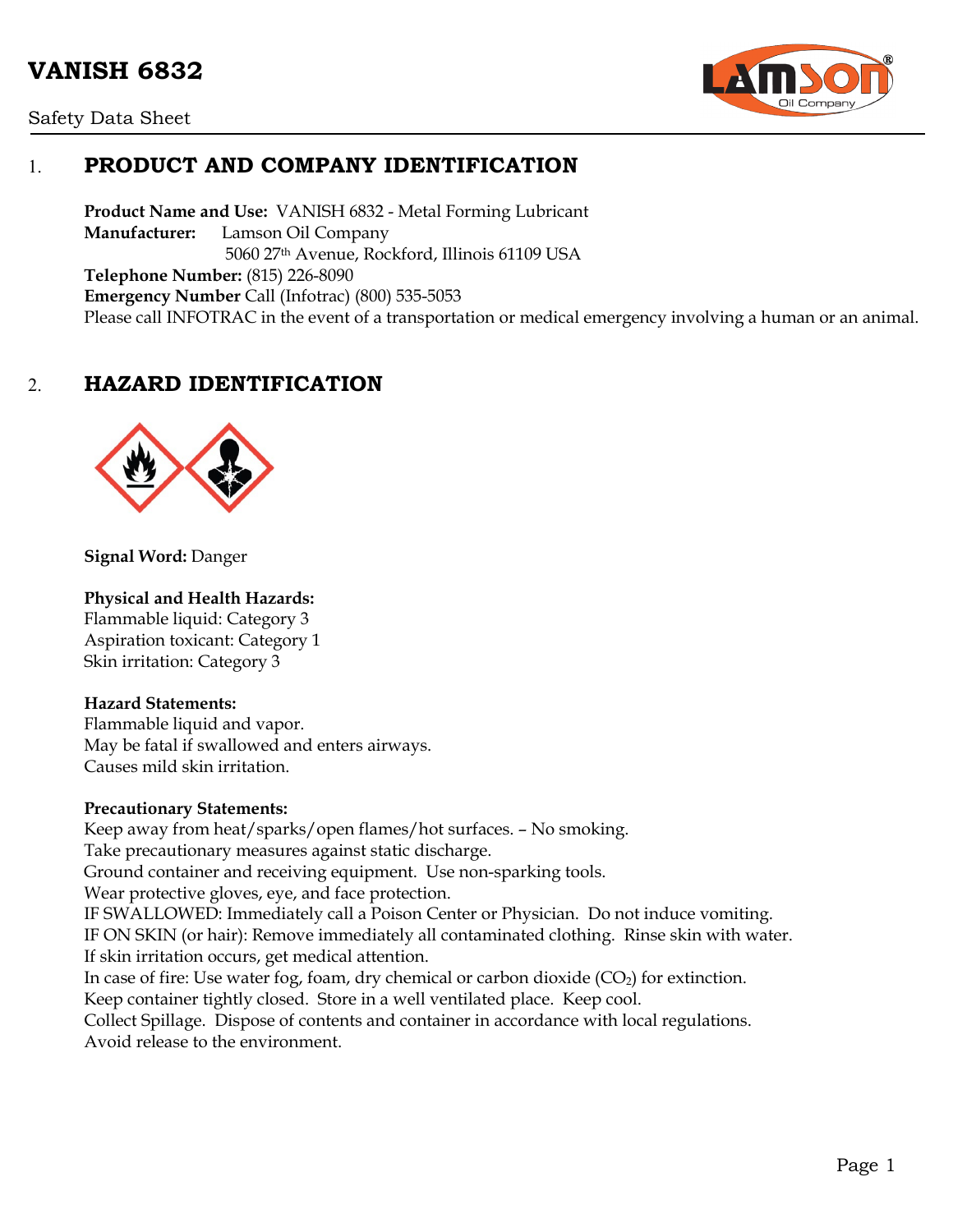# VANISH 6832

Safety Data Sheet

## 1. PRODUCT AND COMPANY IDENTIFICATION

**Product Name and Use:** VANISH 6832 - Metal Forming Lubricant
**Manufacturer:** Lamson Oil Company
5060 27th Avenue, Rockford, Illinois 61109 USA
**Telephone Number:** (815) 226-8090
**Emergency Number** Call (Infotrac) (800) 535-5053
Please call INFOTRAC in the event of a transportation or medical emergency involving a human or an animal.

## 2. HAZARD IDENTIFICATION

**Signal Word:** Danger

**Physical and Health Hazards:**
Flammable liquid: Category 3
Aspiration toxicant: Category 1
Skin irritation: Category 3

**Hazard Statements:**
Flammable liquid and vapor.
May be fatal if swallowed and enters airways.
Causes mild skin irritation.

**Precautionary Statements:**
Keep away from heat/sparks/open flames/hot surfaces. – No smoking.
Take precautionary measures against static discharge.
Ground container and receiving equipment. Use non-sparking tools.
Wear protective gloves, eye, and face protection.
IF SWALLOWED: Immediately call a Poison Center or Physician. Do not induce vomiting.
IF ON SKIN (or hair): Remove immediately all contaminated clothing. Rinse skin with water.
If skin irritation occurs, get medical attention.
In case of fire: Use water fog, foam, dry chemical or carbon dioxide ($CO_2$) for extinction.
Keep container tightly closed. Store in a well ventilated place. Keep cool.
Collect Spillage. Dispose of contents and container in accordance with local regulations.
Avoid release to the environment.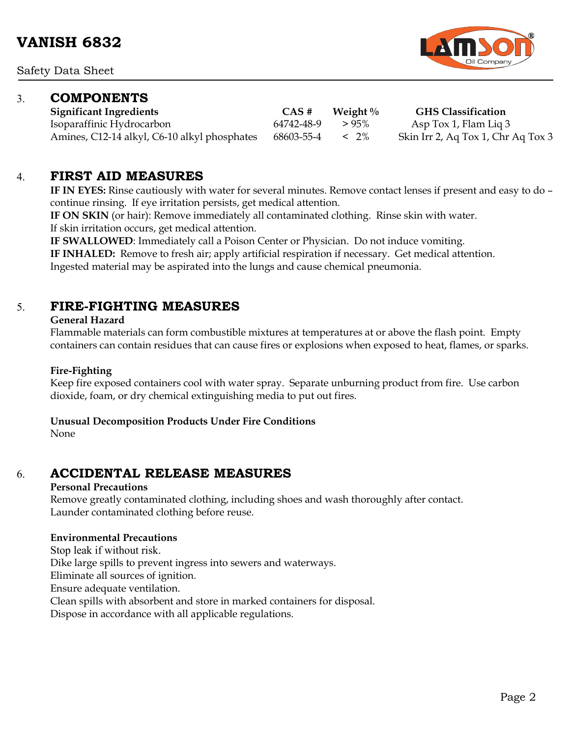## 3. COMPONENTS

| Significant Ingredients | CAS # | Weight % | GHS Classification |
|---|---|---|---|
| Isoparaffinic Hydrocarbon | 64742-48-9 | > 95% | Asp Tox 1, Flam Liq 3 |
| Amines, C12-14 alkyl, C6-10 alkyl phosphates | 68603-55-4 | < 2% | Skin Irr 2, Aq Tox 1, Chr Aq Tox 3 |

## 4. FIRST AID MEASURES

**IF IN EYES:** Rinse cautiously with water for several minutes. Remove contact lenses if present and easy to do – continue rinsing. If eye irritation persists, get medical attention.

**IF ON SKIN** (or hair): Remove immediately all contaminated clothing. Rinse skin with water. If skin irritation occurs, get medical attention.

**IF SWALLOWED**: Immediately call a Poison Center or Physician. Do not induce vomiting.

**IF INHALED:** Remove to fresh air; apply artificial respiration if necessary. Get medical attention.

Ingested material may be aspirated into the lungs and cause chemical pneumonia.

## 5. FIRE-FIGHTING MEASURES

**General Hazard**

Flammable materials can form combustible mixtures at temperatures at or above the flash point. Empty containers can contain residues that can cause fires or explosions when exposed to heat, flames, or sparks.

**Fire-Fighting**

Keep fire exposed containers cool with water spray. Separate unburning product from fire. Use carbon dioxide, foam, or dry chemical extinguishing media to put out fires.

**Unusual Decomposition Products Under Fire Conditions**

None

## 6. ACCIDENTAL RELEASE MEASURES

**Personal Precautions**

Remove greatly contaminated clothing, including shoes and wash thoroughly after contact.
Launder contaminated clothing before reuse.

**Environmental Precautions**

Stop leak if without risk.
Dike large spills to prevent ingress into sewers and waterways.
Eliminate all sources of ignition.
Ensure adequate ventilation.
Clean spills with absorbent and store in marked containers for disposal.
Dispose in accordance with all applicable regulations.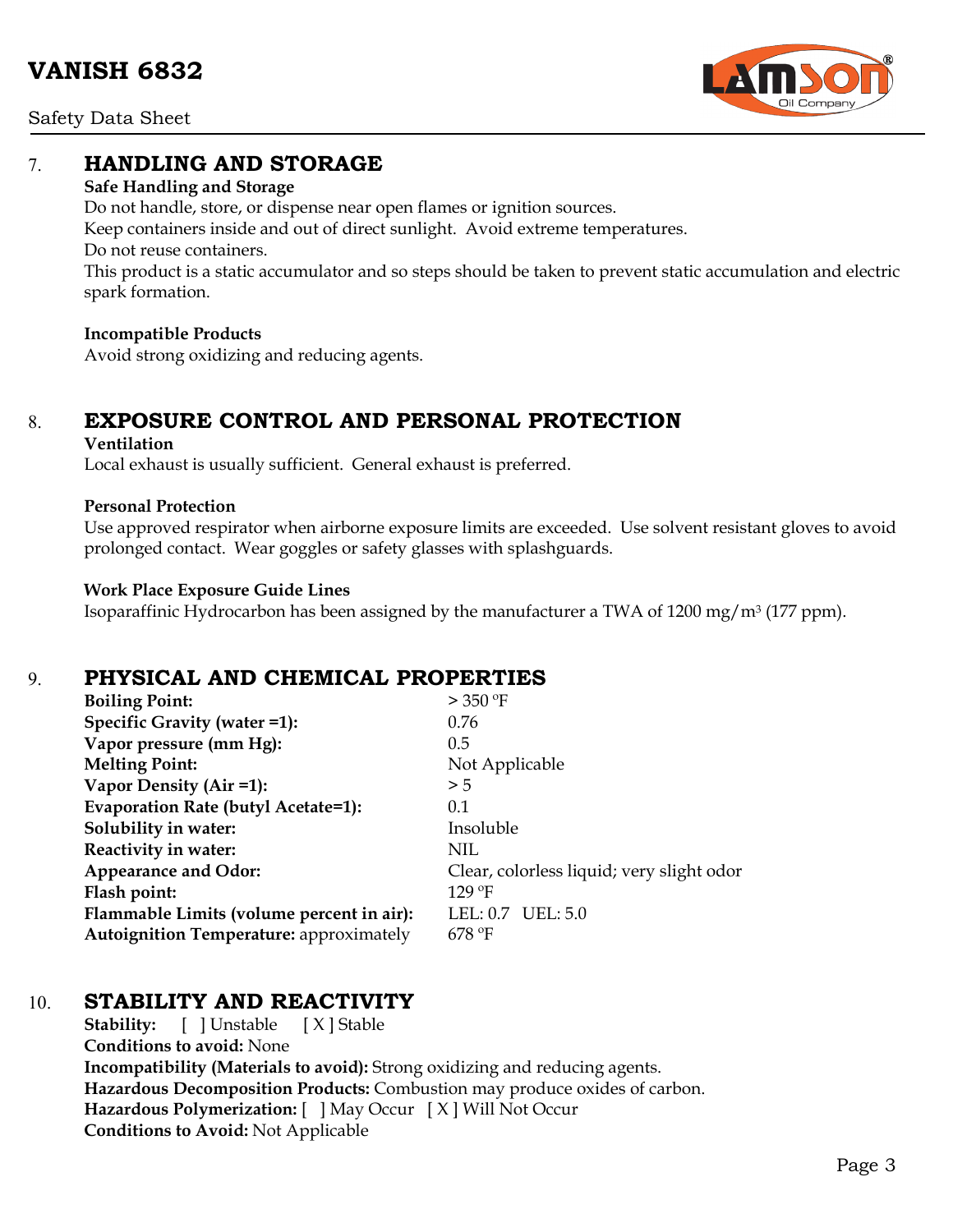## 7. HANDLING AND STORAGE

**Safe Handling and Storage**

Do not handle, store, or dispense near open flames or ignition sources.
Keep containers inside and out of direct sunlight. Avoid extreme temperatures.
Do not reuse containers.
This product is a static accumulator and so steps should be taken to prevent static accumulation and electric spark formation.

**Incompatible Products**

Avoid strong oxidizing and reducing agents.

## 8. EXPOSURE CONTROL AND PERSONAL PROTECTION

**Ventilation**

Local exhaust is usually sufficient. General exhaust is preferred.

**Personal Protection**

Use approved respirator when airborne exposure limits are exceeded. Use solvent resistant gloves to avoid prolonged contact. Wear goggles or safety glasses with splashguards.

**Work Place Exposure Guide Lines**

Isoparaffinic Hydrocarbon has been assigned by the manufacturer a TWA of 1200 $mg/m^3$ (177 ppm).

## 9. PHYSICAL AND CHEMICAL PROPERTIES

| | |
|---|---|
| **Boiling Point:** | > 350 ºF |
| **Specific Gravity (water =1):** | 0.76 |
| **Vapor pressure (mm Hg):** | 0.5 |
| **Melting Point:** | Not Applicable |
| **Vapor Density (Air =1):** | > 5 |
| **Evaporation Rate (butyl Acetate=1):** | 0.1 |
| **Solubility in water:** | Insoluble |
| **Reactivity in water:** | NIL |
| **Appearance and Odor:** | Clear, colorless liquid; very slight odor |
| **Flash point:** | 129 ºF |
| **Flammable Limits (volume percent in air):** | LEL: 0.7 UEL: 5.0 |
| **Autoignition Temperature:** approximately | 678 ºF |

## 10. STABILITY AND REACTIVITY

**Stability:** [ ] Unstable [ X ] Stable
**Conditions to avoid:** None
**Incompatibility (Materials to avoid):** Strong oxidizing and reducing agents.
**Hazardous Decomposition Products:** Combustion may produce oxides of carbon.
**Hazardous Polymerization:** [ ] May Occur [ X ] Will Not Occur
**Conditions to Avoid:** Not Applicable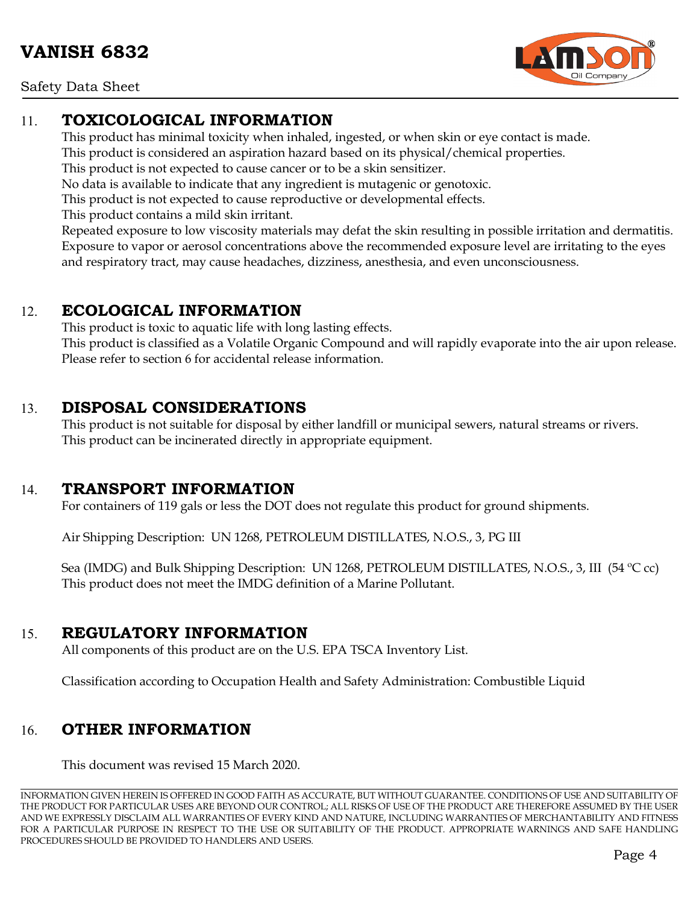## 11. TOXICOLOGICAL INFORMATION

This product has minimal toxicity when inhaled, ingested, or when skin or eye contact is made.
This product is considered an aspiration hazard based on its physical/chemical properties.
This product is not expected to cause cancer or to be a skin sensitizer.
No data is available to indicate that any ingredient is mutagenic or genotoxic.
This product is not expected to cause reproductive or developmental effects.
This product contains a mild skin irritant.
Repeated exposure to low viscosity materials may defat the skin resulting in possible irritation and dermatitis.
Exposure to vapor or aerosol concentrations above the recommended exposure level are irritating to the eyes and respiratory tract, may cause headaches, dizziness, anesthesia, and even unconsciousness.

## 12. ECOLOGICAL INFORMATION

This product is toxic to aquatic life with long lasting effects.
This product is classified as a Volatile Organic Compound and will rapidly evaporate into the air upon release.
Please refer to section 6 for accidental release information.

## 13. DISPOSAL CONSIDERATIONS

This product is not suitable for disposal by either landfill or municipal sewers, natural streams or rivers.
This product can be incinerated directly in appropriate equipment.

## 14. TRANSPORT INFORMATION

For containers of 119 gals or less the DOT does not regulate this product for ground shipments.

Air Shipping Description: UN 1268, PETROLEUM DISTILLATES, N.O.S., 3, PG III

Sea (IMDG) and Bulk Shipping Description: UN 1268, PETROLEUM DISTILLATES, N.O.S., 3, III (54 ºC cc)
This product does not meet the IMDG definition of a Marine Pollutant.

## 15. REGULATORY INFORMATION

All components of this product are on the U.S. EPA TSCA Inventory List.

Classification according to Occupation Health and Safety Administration: Combustible Liquid

## 16. OTHER INFORMATION

This document was revised 15 March 2020.

INFORMATION GIVEN HEREIN IS OFFERED IN GOOD FAITH AS ACCURATE, BUT WITHOUT GUARANTEE. CONDITIONS OF USE AND SUITABILITY OF THE PRODUCT FOR PARTICULAR USES ARE BEYOND OUR CONTROL; ALL RISKS OF USE OF THE PRODUCT ARE THEREFORE ASSUMED BY THE USER AND WE EXPRESSLY DISCLAIM ALL WARRANTIES OF EVERY KIND AND NATURE, INCLUDING WARRANTIES OF MERCHANTABILITY AND FITNESS FOR A PARTICULAR PURPOSE IN RESPECT TO THE USE OR SUITABILITY OF THE PRODUCT. APPROPRIATE WARNINGS AND SAFE HANDLING PROCEDURES SHOULD BE PROVIDED TO HANDLERS AND USERS.